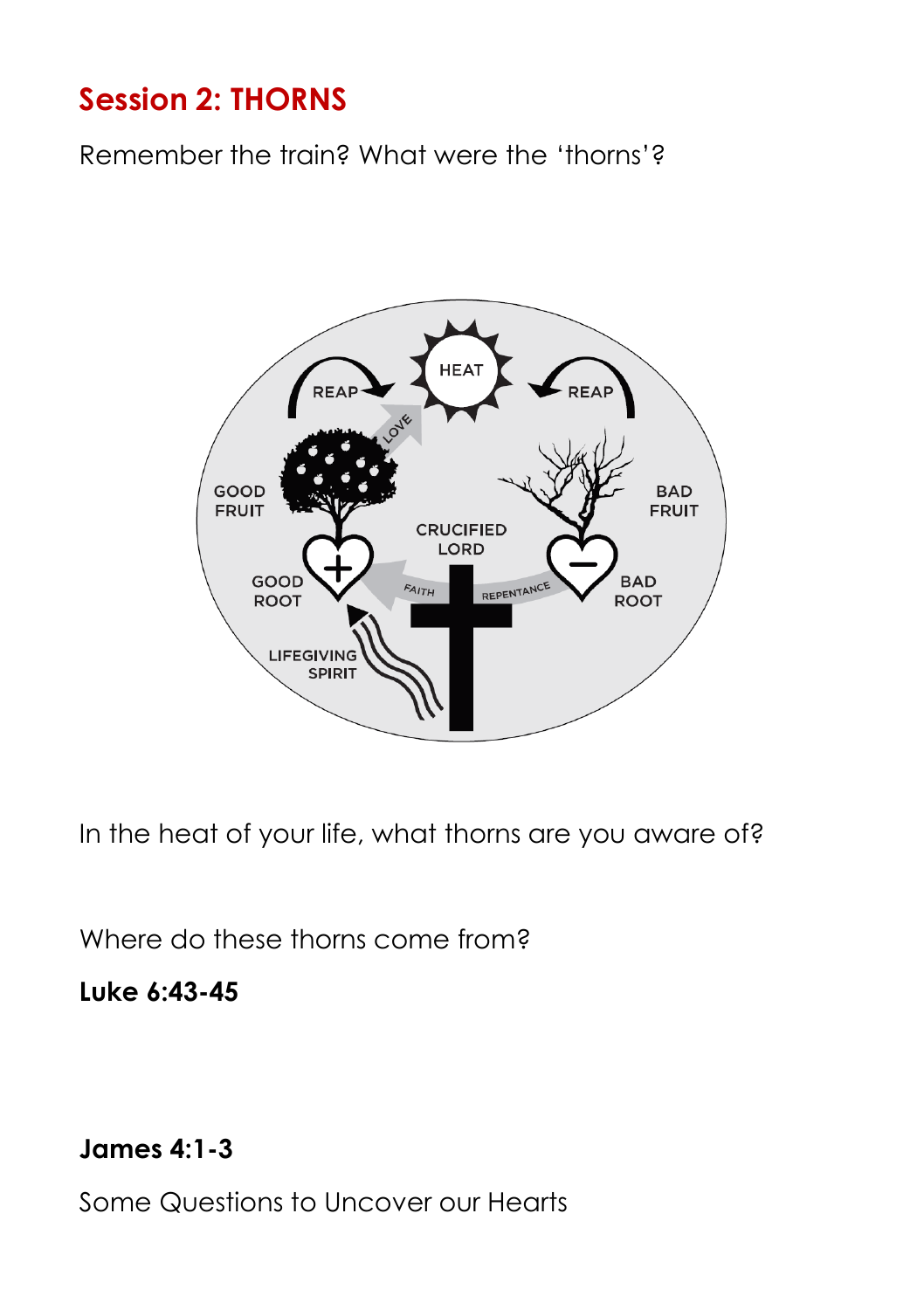## Session 2: THORNS

Remember the train? What were the 'thorns'?

In the heat of your life, what thorns are you aware of?

Where do these thorns come from?

**Luke 6:43-45**

**James 4:1-3**

Some Questions to Uncover our Hearts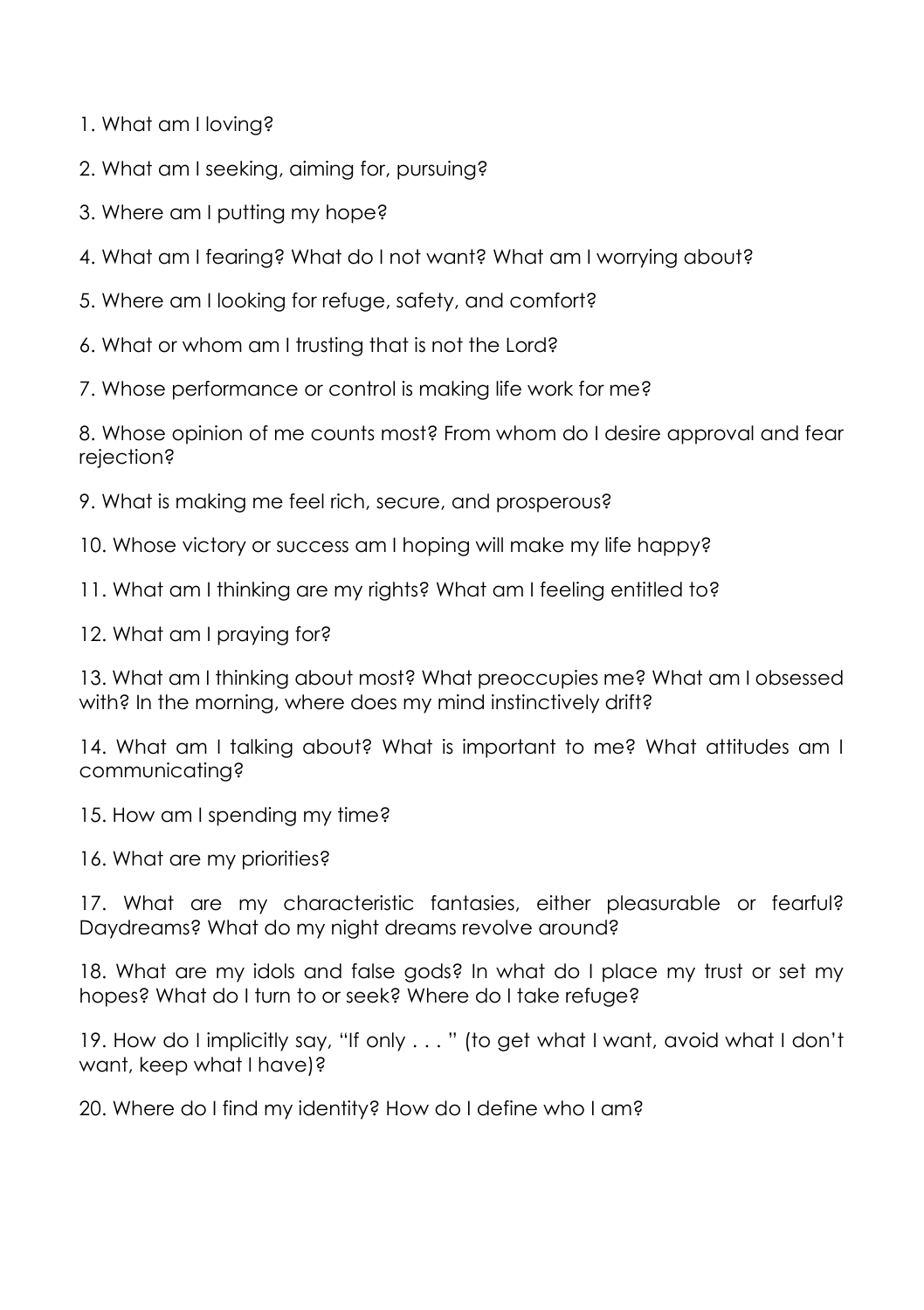1. What am I loving?

2. What am I seeking, aiming for, pursuing?

3. Where am I putting my hope?

4. What am I fearing? What do I not want? What am I worrying about?

5. Where am I looking for refuge, safety, and comfort?

6. What or whom am I trusting that is not the Lord?

7. Whose performance or control is making life work for me?

8. Whose opinion of me counts most? From whom do I desire approval and fear rejection?

9. What is making me feel rich, secure, and prosperous?

10. Whose victory or success am I hoping will make my life happy?

11. What am I thinking are my rights? What am I feeling entitled to?

12. What am I praying for?

13. What am I thinking about most? What preoccupies me? What am I obsessed with? In the morning, where does my mind instinctively drift?

14. What am I talking about? What is important to me? What attitudes am I communicating?

15. How am I spending my time?

16. What are my priorities?

17. What are my characteristic fantasies, either pleasurable or fearful? Daydreams? What do my night dreams revolve around?

18. What are my idols and false gods? In what do I place my trust or set my hopes? What do I turn to or seek? Where do I take refuge?

19. How do I implicitly say, "If only . . . " (to get what I want, avoid what I don't want, keep what I have)?

20. Where do I find my identity? How do I define who I am?